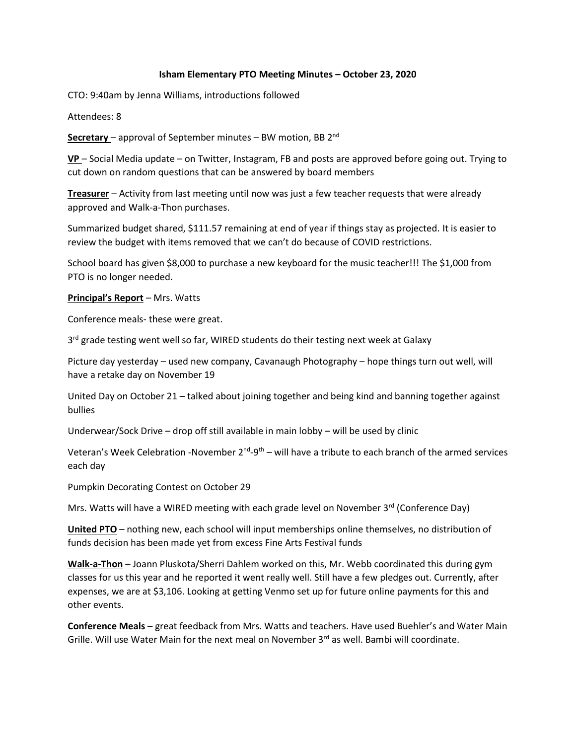**Isham Elementary PTO Meeting Minutes – October 23, 2020**

CTO: 9:40am by Jenna Williams, introductions followed

Attendees: 8

**Secretary** – approval of September minutes – BW motion, BB 2nd

**VP** – Social Media update – on Twitter, Instagram, FB and posts are approved before going out. Trying to cut down on random questions that can be answered by board members

**Treasurer** – Activity from last meeting until now was just a few teacher requests that were already approved and Walk-a-Thon purchases.

Summarized budget shared, $111.57 remaining at end of year if things stay as projected. It is easier to review the budget with items removed that we can't do because of COVID restrictions.

School board has given $8,000 to purchase a new keyboard for the music teacher!!! The $1,000 from PTO is no longer needed.

**Principal's Report** – Mrs. Watts

Conference meals- these were great.

3rd grade testing went well so far, WIRED students do their testing next week at Galaxy

Picture day yesterday – used new company, Cavanaugh Photography – hope things turn out well, will have a retake day on November 19

United Day on October 21 – talked about joining together and being kind and banning together against bullies

Underwear/Sock Drive – drop off still available in main lobby – will be used by clinic

Veteran's Week Celebration -November 2nd-9th – will have a tribute to each branch of the armed services each day

Pumpkin Decorating Contest on October 29

Mrs. Watts will have a WIRED meeting with each grade level on November 3rd (Conference Day)

**United PTO** – nothing new, each school will input memberships online themselves, no distribution of funds decision has been made yet from excess Fine Arts Festival funds

**Walk-a-Thon** – Joann Pluskota/Sherri Dahlem worked on this, Mr. Webb coordinated this during gym classes for us this year and he reported it went really well. Still have a few pledges out. Currently, after expenses, we are at $3,106. Looking at getting Venmo set up for future online payments for this and other events.

**Conference Meals** – great feedback from Mrs. Watts and teachers. Have used Buehler's and Water Main Grille. Will use Water Main for the next meal on November 3rd as well. Bambi will coordinate.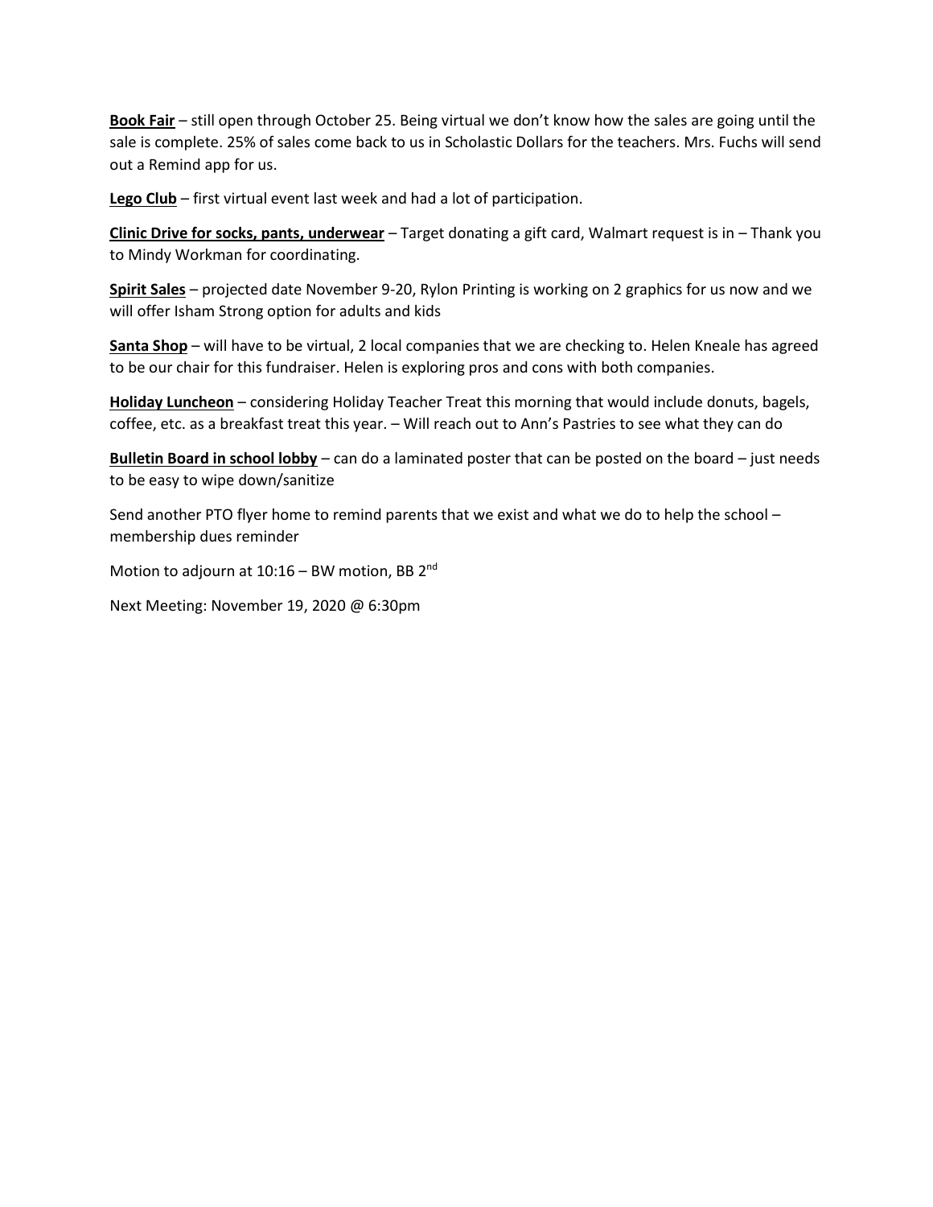**Book Fair** – still open through October 25. Being virtual we don't know how the sales are going until the sale is complete. 25% of sales come back to us in Scholastic Dollars for the teachers. Mrs. Fuchs will send out a Remind app for us.

**Lego Club** – first virtual event last week and had a lot of participation.

**Clinic Drive for socks, pants, underwear** – Target donating a gift card, Walmart request is in – Thank you to Mindy Workman for coordinating.

**Spirit Sales** – projected date November 9-20, Rylon Printing is working on 2 graphics for us now and we will offer Isham Strong option for adults and kids

**Santa Shop** – will have to be virtual, 2 local companies that we are checking to. Helen Kneale has agreed to be our chair for this fundraiser. Helen is exploring pros and cons with both companies.

**Holiday Luncheon** – considering Holiday Teacher Treat this morning that would include donuts, bagels, coffee, etc. as a breakfast treat this year. – Will reach out to Ann's Pastries to see what they can do

**Bulletin Board in school lobby** – can do a laminated poster that can be posted on the board – just needs to be easy to wipe down/sanitize

Send another PTO flyer home to remind parents that we exist and what we do to help the school – membership dues reminder

Motion to adjourn at 10:16 – BW motion, BB 2nd

Next Meeting: November 19, 2020 @ 6:30pm